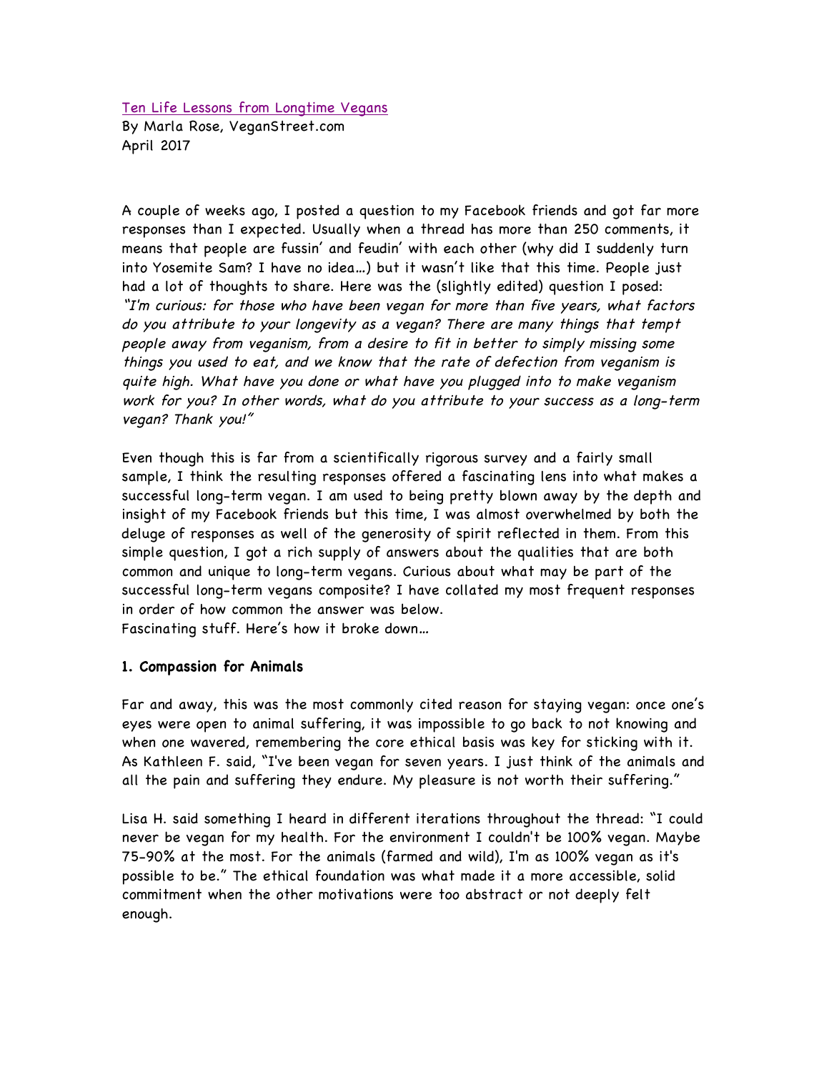[Ten Life Lessons from Longtime Vegans]
By Marla Rose, VeganStreet.com
April 2017

A couple of weeks ago, I posted a question to my Facebook friends and got far more responses than I expected. Usually when a thread has more than 250 comments, it means that people are fussin' and feudin' with each other (why did I suddenly turn into Yosemite Sam? I have no idea…) but it wasn't like that this time. People just had a lot of thoughts to share. Here was the (slightly edited) question I posed: *"I'm curious: for those who have been vegan for more than five years, what factors do you attribute to your longevity as a vegan? There are many things that tempt people away from veganism, from a desire to fit in better to simply missing some things you used to eat, and we know that the rate of defection from veganism is quite high. What have you done or what have you plugged into to make veganism work for you? In other words, what do you attribute to your success as a long-term vegan? Thank you!"*

Even though this is far from a scientifically rigorous survey and a fairly small sample, I think the resulting responses offered a fascinating lens into what makes a successful long-term vegan. I am used to being pretty blown away by the depth and insight of my Facebook friends but this time, I was almost overwhelmed by both the deluge of responses as well of the generosity of spirit reflected in them. From this simple question, I got a rich supply of answers about the qualities that are both common and unique to long-term vegans. Curious about what may be part of the successful long-term vegans composite? I have collated my most frequent responses in order of how common the answer was below.
Fascinating stuff. Here's how it broke down…

### 1. Compassion for Animals

Far and away, this was the most commonly cited reason for staying vegan: once one's eyes were open to animal suffering, it was impossible to go back to not knowing and when one wavered, remembering the core ethical basis was key for sticking with it. As Kathleen F. said, "I've been vegan for seven years. I just think of the animals and all the pain and suffering they endure. My pleasure is not worth their suffering."

Lisa H. said something I heard in different iterations throughout the thread: "I could never be vegan for my health. For the environment I couldn't be 100% vegan. Maybe 75-90% at the most. For the animals (farmed and wild), I'm as 100% vegan as it's possible to be." The ethical foundation was what made it a more accessible, solid commitment when the other motivations were too abstract or not deeply felt enough.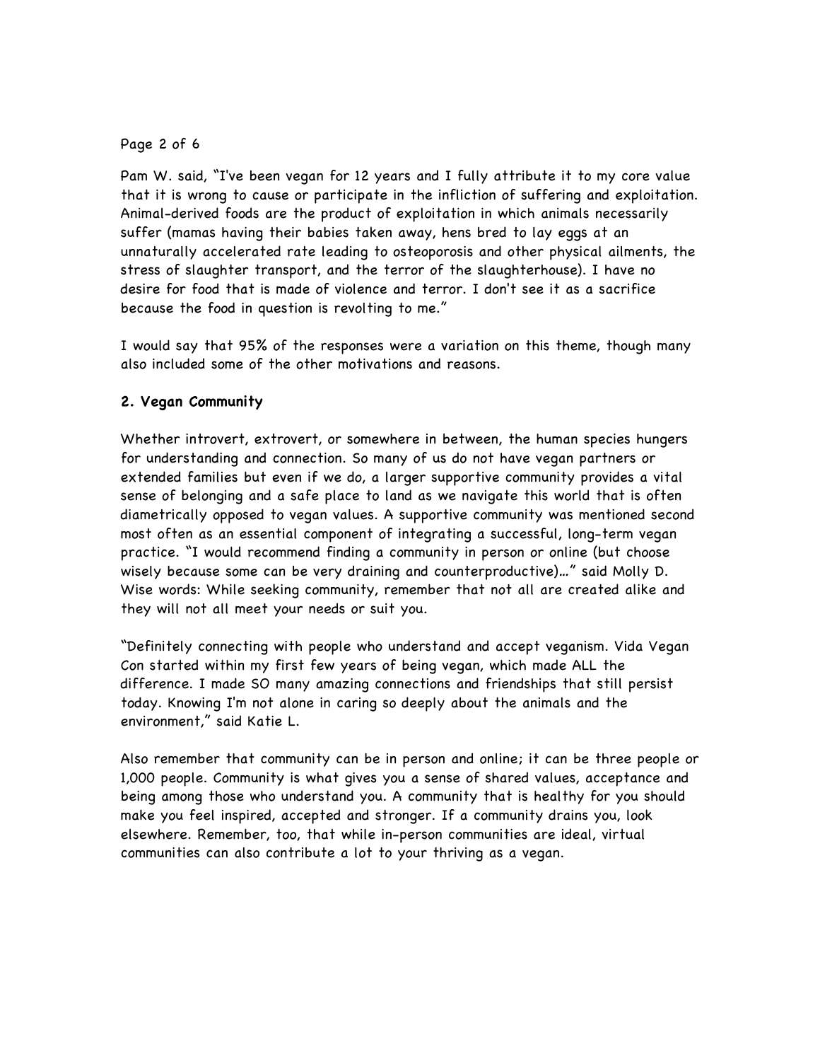Pam W. said, "I've been vegan for 12 years and I fully attribute it to my core value that it is wrong to cause or participate in the infliction of suffering and exploitation. Animal-derived foods are the product of exploitation in which animals necessarily suffer (mamas having their babies taken away, hens bred to lay eggs at an unnaturally accelerated rate leading to osteoporosis and other physical ailments, the stress of slaughter transport, and the terror of the slaughterhouse). I have no desire for food that is made of violence and terror. I don't see it as a sacrifice because the food in question is revolting to me."

I would say that 95% of the responses were a variation on this theme, though many also included some of the other motivations and reasons.

**2. Vegan Community**

Whether introvert, extrovert, or somewhere in between, the human species hungers for understanding and connection. So many of us do not have vegan partners or extended families but even if we do, a larger supportive community provides a vital sense of belonging and a safe place to land as we navigate this world that is often diametrically opposed to vegan values. A supportive community was mentioned second most often as an essential component of integrating a successful, long-term vegan practice. "I would recommend finding a community in person or online (but choose wisely because some can be very draining and counterproductive)…" said Molly D. Wise words: While seeking community, remember that not all are created alike and they will not all meet your needs or suit you.

"Definitely connecting with people who understand and accept veganism. Vida Vegan Con started within my first few years of being vegan, which made ALL the difference. I made SO many amazing connections and friendships that still persist today. Knowing I'm not alone in caring so deeply about the animals and the environment," said Katie L.

Also remember that community can be in person and online; it can be three people or 1,000 people. Community is what gives you a sense of shared values, acceptance and being among those who understand you. A community that is healthy for you should make you feel inspired, accepted and stronger. If a community drains you, look elsewhere. Remember, too, that while in-person communities are ideal, virtual communities can also contribute a lot to your thriving as a vegan.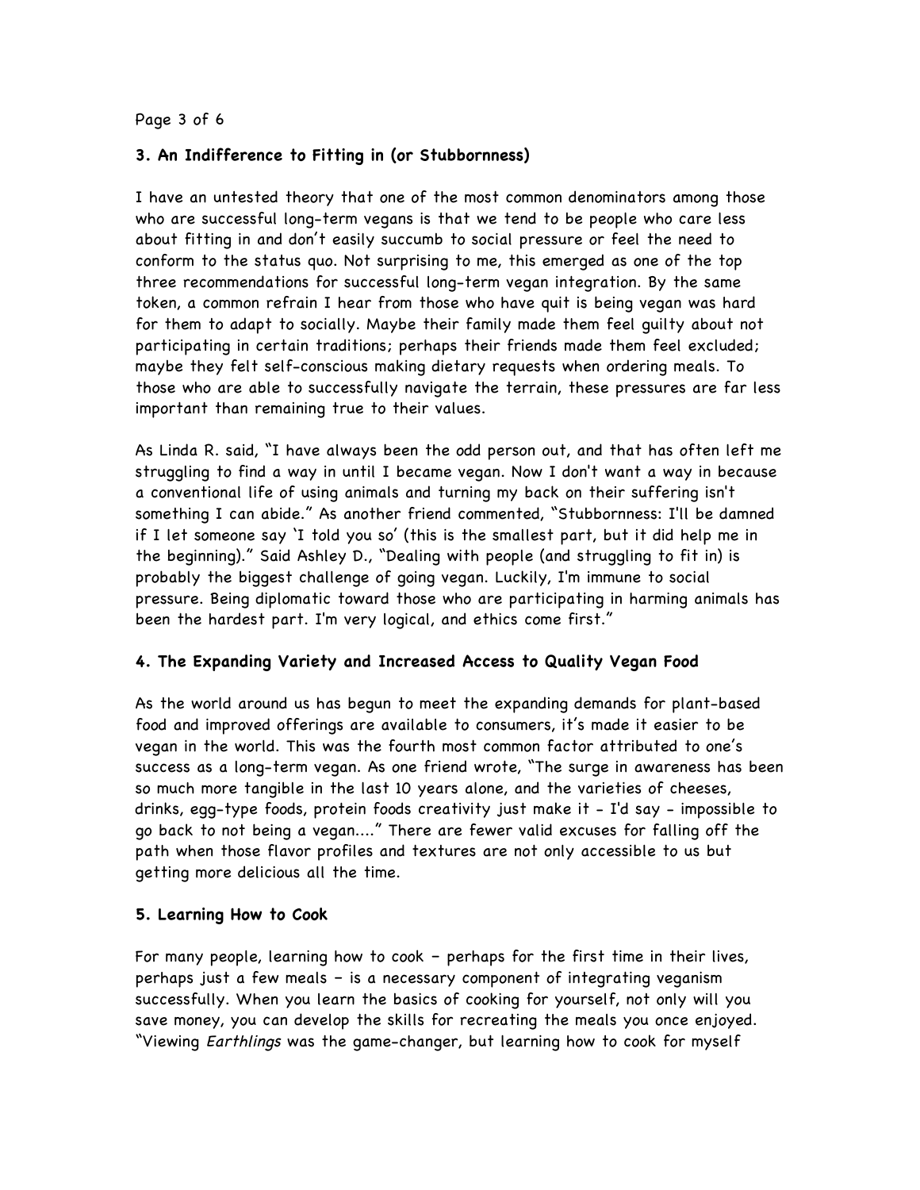### 3. An Indifference to Fitting in (or Stubbornness)

I have an untested theory that one of the most common denominators among those who are successful long-term vegans is that we tend to be people who care less about fitting in and don't easily succumb to social pressure or feel the need to conform to the status quo. Not surprising to me, this emerged as one of the top three recommendations for successful long-term vegan integration. By the same token, a common refrain I hear from those who have quit is being vegan was hard for them to adapt to socially. Maybe their family made them feel guilty about not participating in certain traditions; perhaps their friends made them feel excluded; maybe they felt self-conscious making dietary requests when ordering meals. To those who are able to successfully navigate the terrain, these pressures are far less important than remaining true to their values.

As Linda R. said, "I have always been the odd person out, and that has often left me struggling to find a way in until I became vegan. Now I don't want a way in because a conventional life of using animals and turning my back on their suffering isn't something I can abide." As another friend commented, "Stubbornness: I'll be damned if I let someone say 'I told you so' (this is the smallest part, but it did help me in the beginning)." Said Ashley D., "Dealing with people (and struggling to fit in) is probably the biggest challenge of going vegan. Luckily, I'm immune to social pressure. Being diplomatic toward those who are participating in harming animals has been the hardest part. I'm very logical, and ethics come first."

### 4. The Expanding Variety and Increased Access to Quality Vegan Food

As the world around us has begun to meet the expanding demands for plant-based food and improved offerings are available to consumers, it's made it easier to be vegan in the world. This was the fourth most common factor attributed to one's success as a long-term vegan. As one friend wrote, "The surge in awareness has been so much more tangible in the last 10 years alone, and the varieties of cheeses, drinks, egg-type foods, protein foods creativity just make it - I'd say - impossible to go back to not being a vegan...." There are fewer valid excuses for falling off the path when those flavor profiles and textures are not only accessible to us but getting more delicious all the time.

### 5. Learning How to Cook

For many people, learning how to cook – perhaps for the first time in their lives, perhaps just a few meals – is a necessary component of integrating veganism successfully. When you learn the basics of cooking for yourself, not only will you save money, you can develop the skills for recreating the meals you once enjoyed. "Viewing *Earthlings* was the game-changer, but learning how to cook for myself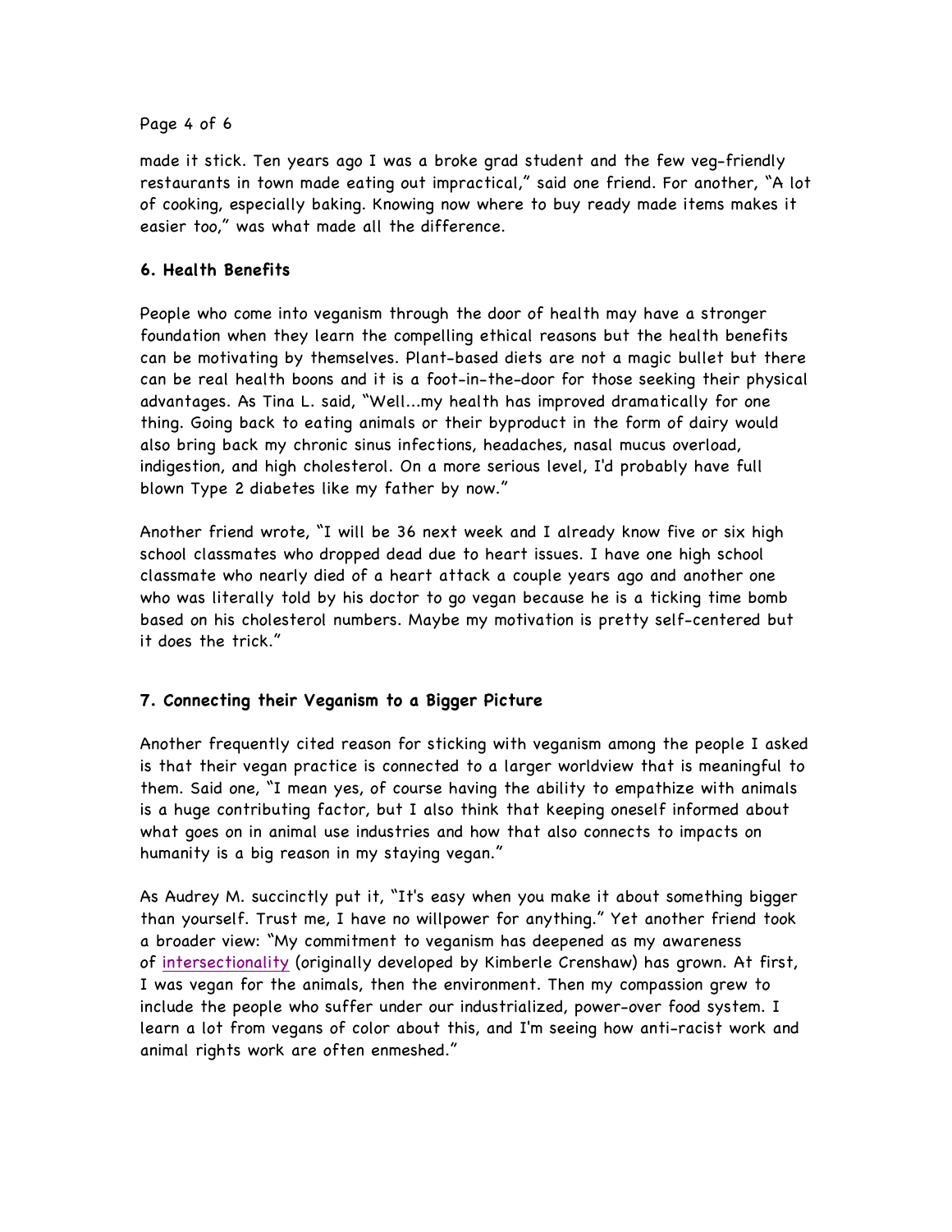made it stick. Ten years ago I was a broke grad student and the few veg-friendly restaurants in town made eating out impractical," said one friend. For another, "A lot of cooking, especially baking. Knowing now where to buy ready made items makes it easier too," was what made all the difference.

### 6. Health Benefits

People who come into veganism through the door of health may have a stronger foundation when they learn the compelling ethical reasons but the health benefits can be motivating by themselves. Plant-based diets are not a magic bullet but there can be real health boons and it is a foot-in-the-door for those seeking their physical advantages. As Tina L. said, "Well...my health has improved dramatically for one thing. Going back to eating animals or their byproduct in the form of dairy would also bring back my chronic sinus infections, headaches, nasal mucus overload, indigestion, and high cholesterol. On a more serious level, I'd probably have full blown Type 2 diabetes like my father by now."

Another friend wrote, "I will be 36 next week and I already know five or six high school classmates who dropped dead due to heart issues. I have one high school classmate who nearly died of a heart attack a couple years ago and another one who was literally told by his doctor to go vegan because he is a ticking time bomb based on his cholesterol numbers. Maybe my motivation is pretty self-centered but it does the trick."

### 7. Connecting their Veganism to a Bigger Picture

Another frequently cited reason for sticking with veganism among the people I asked is that their vegan practice is connected to a larger worldview that is meaningful to them. Said one, "I mean yes, of course having the ability to empathize with animals is a huge contributing factor, but I also think that keeping oneself informed about what goes on in animal use industries and how that also connects to impacts on humanity is a big reason in my staying vegan."

As Audrey M. succinctly put it, "It's easy when you make it about something bigger than yourself. Trust me, I have no willpower for anything." Yet another friend took a broader view: "My commitment to veganism has deepened as my awareness of intersectionality (originally developed by Kimberle Crenshaw) has grown. At first, I was vegan for the animals, then the environment. Then my compassion grew to include the people who suffer under our industrialized, power-over food system. I learn a lot from vegans of color about this, and I'm seeing how anti-racist work and animal rights work are often enmeshed."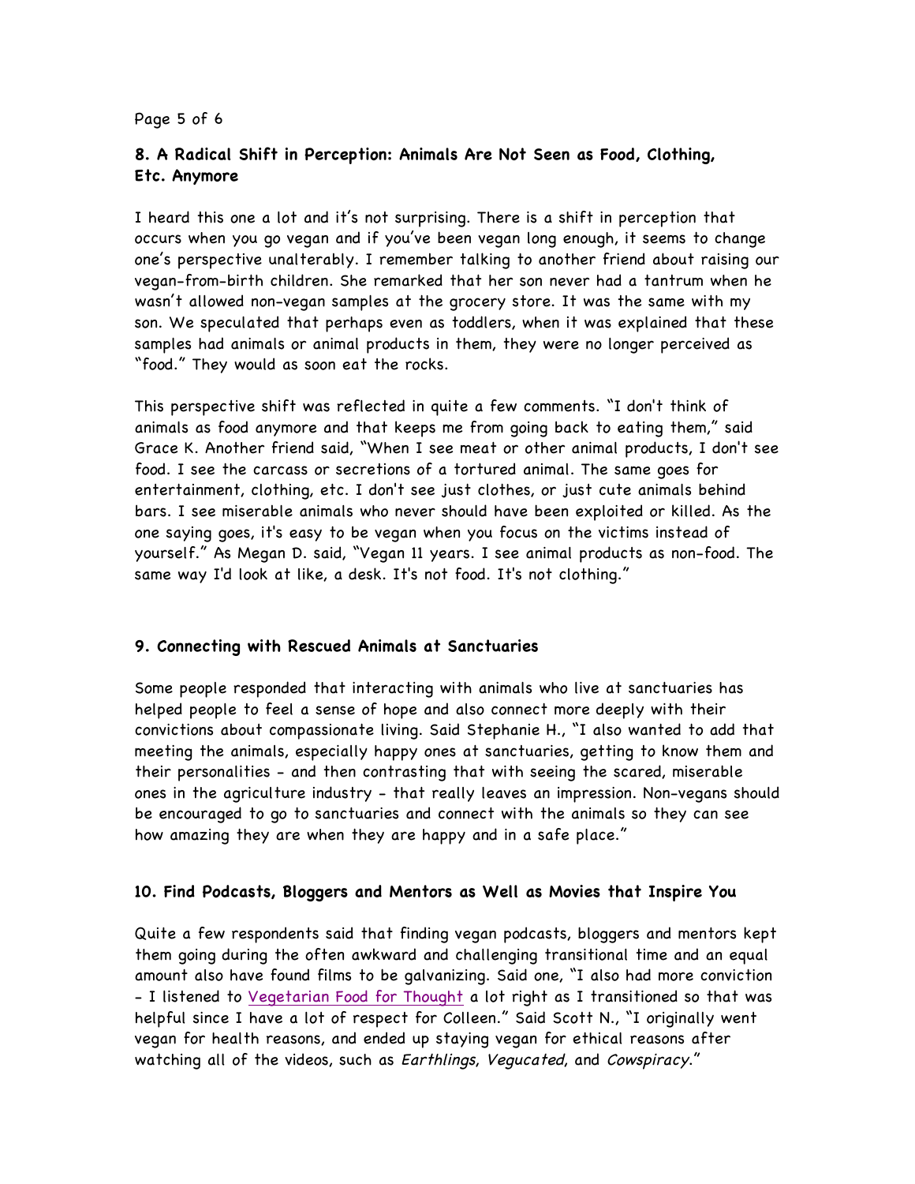### 8. A Radical Shift in Perception: Animals Are Not Seen as Food, Clothing, Etc. Anymore

I heard this one a lot and it's not surprising. There is a shift in perception that occurs when you go vegan and if you've been vegan long enough, it seems to change one's perspective unalterably. I remember talking to another friend about raising our vegan-from-birth children. She remarked that her son never had a tantrum when he wasn't allowed non-vegan samples at the grocery store. It was the same with my son. We speculated that perhaps even as toddlers, when it was explained that these samples had animals or animal products in them, they were no longer perceived as "food." They would as soon eat the rocks.

This perspective shift was reflected in quite a few comments. "I don't think of animals as food anymore and that keeps me from going back to eating them," said Grace K. Another friend said, "When I see meat or other animal products, I don't see food. I see the carcass or secretions of a tortured animal. The same goes for entertainment, clothing, etc. I don't see just clothes, or just cute animals behind bars. I see miserable animals who never should have been exploited or killed. As the one saying goes, it's easy to be vegan when you focus on the victims instead of yourself." As Megan D. said, "Vegan 11 years. I see animal products as non-food. The same way I'd look at like, a desk. It's not food. It's not clothing."

### 9. Connecting with Rescued Animals at Sanctuaries

Some people responded that interacting with animals who live at sanctuaries has helped people to feel a sense of hope and also connect more deeply with their convictions about compassionate living. Said Stephanie H., "I also wanted to add that meeting the animals, especially happy ones at sanctuaries, getting to know them and their personalities - and then contrasting that with seeing the scared, miserable ones in the agriculture industry - that really leaves an impression. Non-vegans should be encouraged to go to sanctuaries and connect with the animals so they can see how amazing they are when they are happy and in a safe place."

### 10. Find Podcasts, Bloggers and Mentors as Well as Movies that Inspire You

Quite a few respondents said that finding vegan podcasts, bloggers and mentors kept them going during the often awkward and challenging transitional time and an equal amount also have found films to be galvanizing. Said one, "I also had more conviction - I listened to Vegetarian Food for Thought a lot right as I transitioned so that was helpful since I have a lot of respect for Colleen." Said Scott N., "I originally went vegan for health reasons, and ended up staying vegan for ethical reasons after watching all of the videos, such as *Earthlings*, *Vegucated*, and *Cowspiracy*."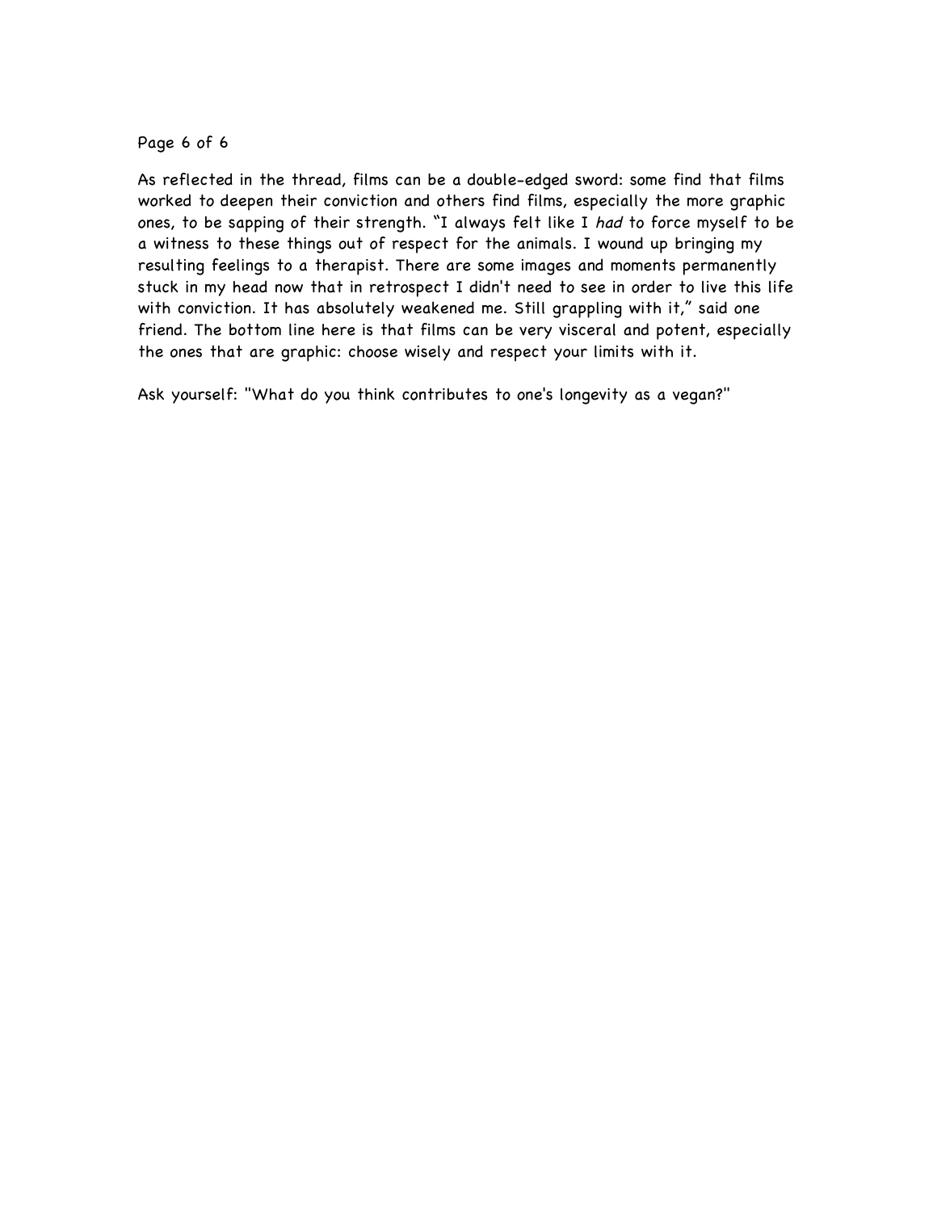As reflected in the thread, films can be a double-edged sword: some find that films worked to deepen their conviction and others find films, especially the more graphic ones, to be sapping of their strength. "I always felt like I *had* to force myself to be a witness to these things out of respect for the animals. I wound up bringing my resulting feelings to a therapist. There are some images and moments permanently stuck in my head now that in retrospect I didn't need to see in order to live this life with conviction. It has absolutely weakened me. Still grappling with it," said one friend. The bottom line here is that films can be very visceral and potent, especially the ones that are graphic: choose wisely and respect your limits with it.

Ask yourself: "What do you think contributes to one's longevity as a vegan?"